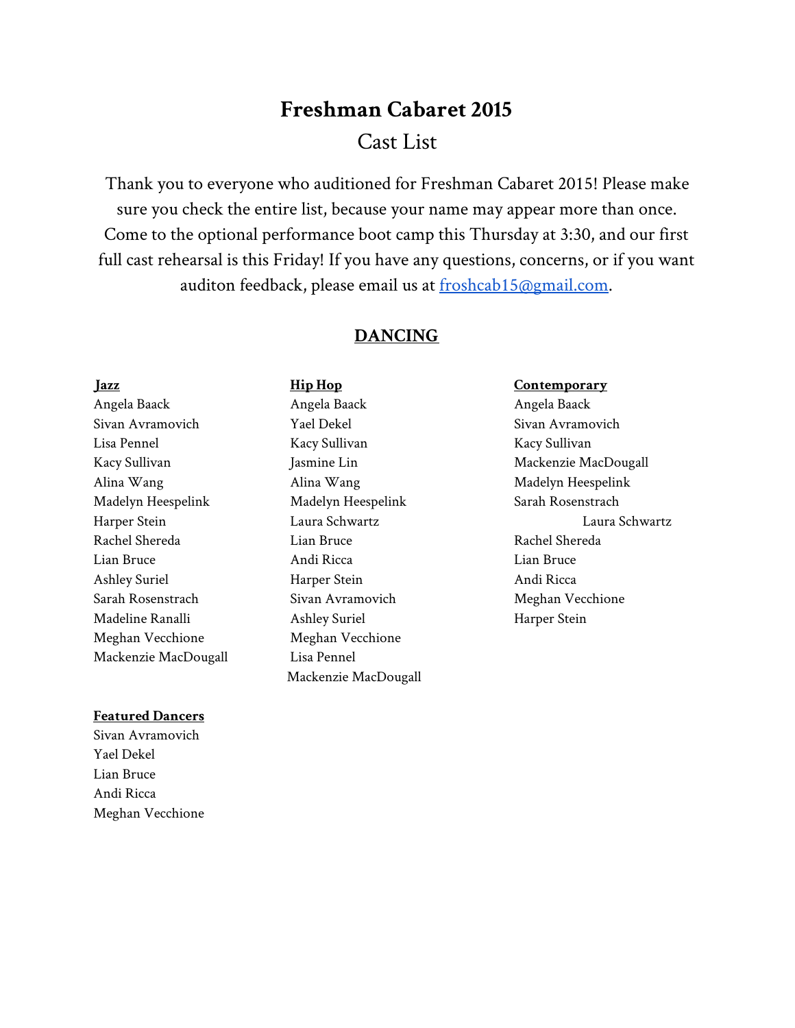# Freshman Cabaret 2015

## Cast List

Thank you to everyone who auditioned for Freshman Cabaret 2015! Please make sure you check the entire list, because your name may appear more than once. Come to the optional performance boot camp this Thursday at 3:30, and our first full cast rehearsal is this Friday! If you have any questions, concerns, or if you want auditon feedback, please email us at [froshcab15@gmail.com](mailto:froshcab15@gmail.com).

## DANCING

### Jazz

Angela Baack
Sivan Avramovich
Lisa Pennel
Kacy Sullivan
Alina Wang
Madelyn Heespelink
Harper Stein
Rachel Shereda
Lian Bruce
Ashley Suriel
Sarah Rosenstrach
Madeline Ranalli
Meghan Vecchione
Mackenzie MacDougall

### Hip Hop

Angela Baack
Yael Dekel
Kacy Sullivan
Jasmine Lin
Alina Wang
Madelyn Heespelink
Laura Schwartz
Lian Bruce
Andi Ricca
Harper Stein
Sivan Avramovich
Ashley Suriel
Meghan Vecchione
Lisa Pennel
Mackenzie MacDougall

### Contemporary

Angela Baack
Sivan Avramovich
Kacy Sullivan
Mackenzie MacDougall
Madelyn Heespelink
Sarah Rosenstrach
Laura Schwartz
Rachel Shereda
Lian Bruce
Andi Ricca
Meghan Vecchione
Harper Stein

### Featured Dancers

Sivan Avramovich
Yael Dekel
Lian Bruce
Andi Ricca
Meghan Vecchione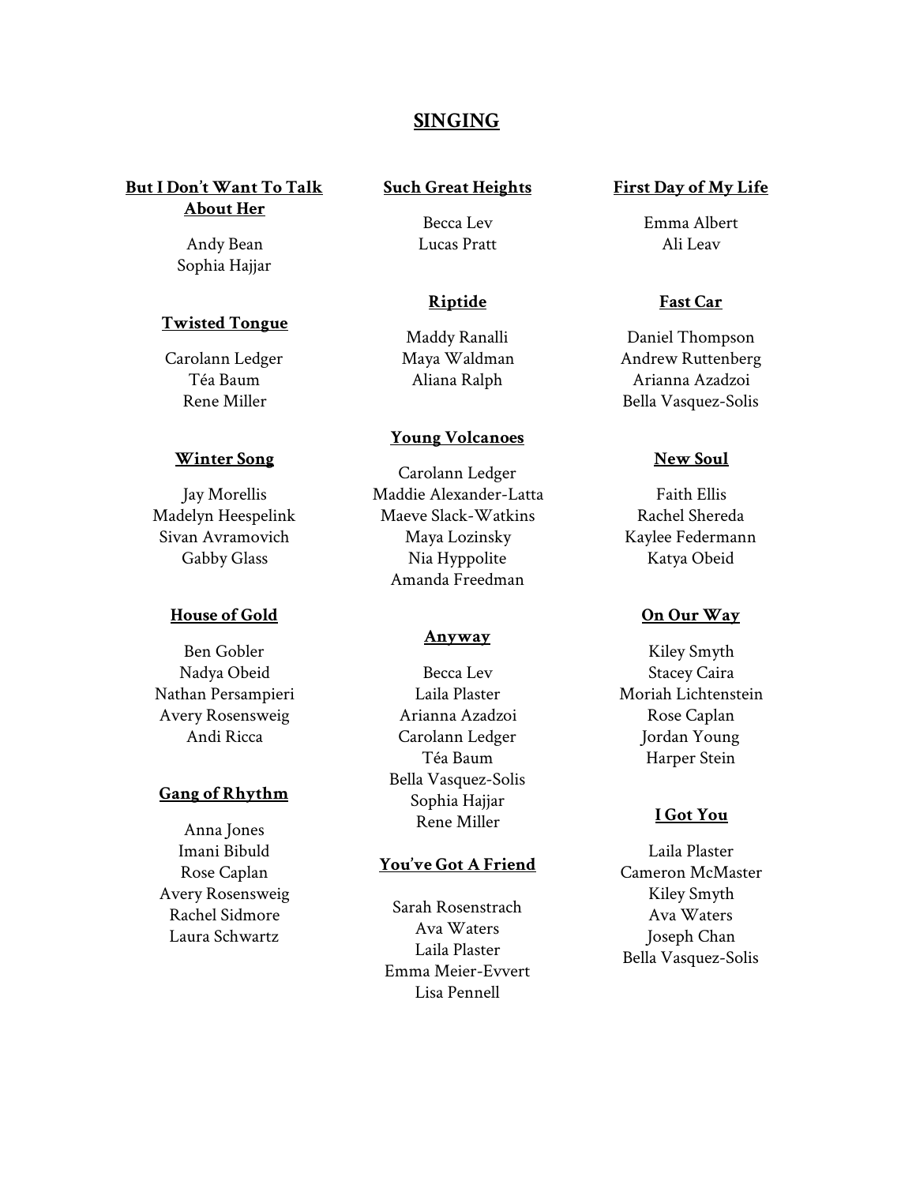# SINGING

**But I Don't Want To Talk About Her**

Andy Bean
Sophia Hajjar

**Twisted Tongue**

Carolann Ledger
Téa Baum
Rene Miller

**Winter Song**

Jay Morellis
Madelyn Heespelink
Sivan Avramovich
Gabby Glass

**House of Gold**

Ben Gobler
Nadya Obeid
Nathan Persampieri
Avery Rosensweig
Andi Ricca

**Gang of Rhythm**

Anna Jones
Imani Bibuld
Rose Caplan
Avery Rosensweig
Rachel Sidmore
Laura Schwartz

**Such Great Heights**

Becca Lev
Lucas Pratt

**Riptide**

Maddy Ranalli
Maya Waldman
Aliana Ralph

**Young Volcanoes**

Carolann Ledger
Maddie Alexander-Latta
Maeve Slack-Watkins
Maya Lozinsky
Nia Hyppolite
Amanda Freedman

**Anyway**

Becca Lev
Laila Plaster
Arianna Azadzoi
Carolann Ledger
Téa Baum
Bella Vasquez-Solis
Sophia Hajjar
Rene Miller

**You've Got A Friend**

Sarah Rosenstrach
Ava Waters
Laila Plaster
Emma Meier-Evvert
Lisa Pennell

**First Day of My Life**

Emma Albert
Ali Leav

**Fast Car**

Daniel Thompson
Andrew Ruttenberg
Arianna Azadzoi
Bella Vasquez-Solis

**New Soul**

Faith Ellis
Rachel Shereda
Kaylee Federmann
Katya Obeid

**On Our Way**

Kiley Smyth
Stacey Caira
Moriah Lichtenstein
Rose Caplan
Jordan Young
Harper Stein

**I Got You**

Laila Plaster
Cameron McMaster
Kiley Smyth
Ava Waters
Joseph Chan
Bella Vasquez-Solis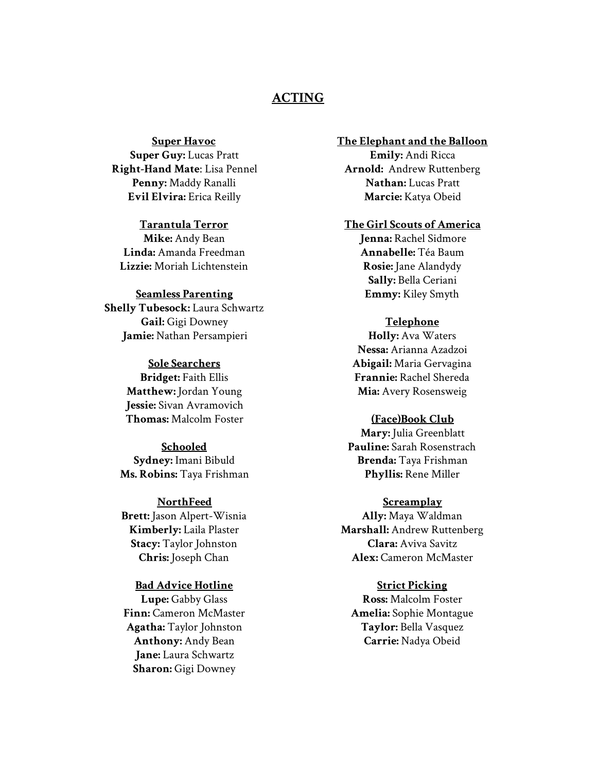# ACTING

### Super Havoc

**Super Guy:** Lucas Pratt
**Right-Hand Mate**: Lisa Pennel
**Penny:** Maddy Ranalli
**Evil Elvira:** Erica Reilly

### Tarantula Terror

**Mike:** Andy Bean
**Linda:** Amanda Freedman
**Lizzie:** Moriah Lichtenstein

### Seamless Parenting

**Shelly Tubesock:** Laura Schwartz
**Gail:** Gigi Downey
**Jamie:** Nathan Persampieri

### Sole Searchers

**Bridget:** Faith Ellis
**Matthew:** Jordan Young
**Jessie:** Sivan Avramovich
**Thomas:** Malcolm Foster

### Schooled

**Sydney:** Imani Bibuld
**Ms. Robins:** Taya Frishman

### NorthFeed

**Brett:** Jason Alpert-Wisnia
**Kimberly:** Laila Plaster
**Stacy:** Taylor Johnston
**Chris:** Joseph Chan

### Bad Advice Hotline

**Lupe:** Gabby Glass
**Finn:** Cameron McMaster
**Agatha:** Taylor Johnston
**Anthony:** Andy Bean
**Jane:** Laura Schwartz
**Sharon:** Gigi Downey

### The Elephant and the Balloon

**Emily:** Andi Ricca
**Arnold:** Andrew Ruttenberg
**Nathan:** Lucas Pratt
**Marcie:** Katya Obeid

### The Girl Scouts of America

**Jenna:** Rachel Sidmore
**Annabelle:** Téa Baum
**Rosie:** Jane Alandydy
**Sally:** Bella Ceriani
**Emmy:** Kiley Smyth

### Telephone

**Holly:** Ava Waters
**Nessa:** Arianna Azadzoi
**Abigail:** Maria Gervagina
**Frannie:** Rachel Shereda
**Mia:** Avery Rosensweig

### (Face)Book Club

**Mary:** Julia Greenblatt
**Pauline:** Sarah Rosenstrach
**Brenda:** Taya Frishman
**Phyllis:** Rene Miller

### Screamplay

**Ally:** Maya Waldman
**Marshall:** Andrew Ruttenberg
**Clara:** Aviva Savitz
**Alex:** Cameron McMaster

### Strict Picking

**Ross:** Malcolm Foster
**Amelia:** Sophie Montague
**Taylor:** Bella Vasquez
**Carrie:** Nadya Obeid